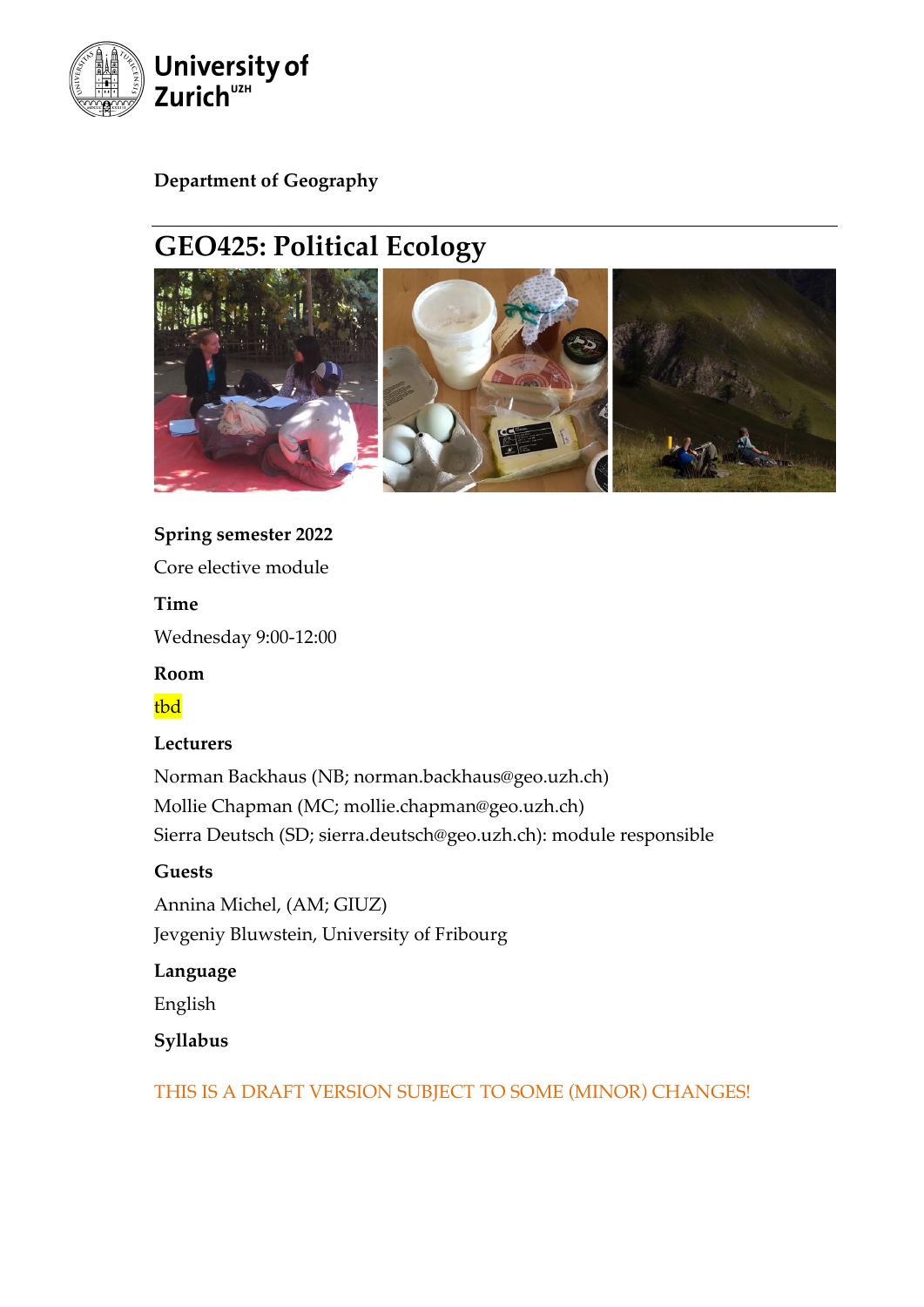University of Zurich[UZH]

**Department of Geography**

# GEO425: Political Ecology

**Spring semester 2022**

Core elective module

**Time**

Wednesday 9:00-12:00

**Room**

tbd

**Lecturers**

Norman Backhaus (NB; norman.backhaus@geo.uzh.ch)
Mollie Chapman (MC; mollie.chapman@geo.uzh.ch)
Sierra Deutsch (SD; sierra.deutsch@geo.uzh.ch): module responsible

**Guests**

Annina Michel, (AM; GIUZ)
Jevgeniy Bluwstein, University of Fribourg

**Language**

English

**Syllabus**

THIS IS A DRAFT VERSION SUBJECT TO SOME (MINOR) CHANGES!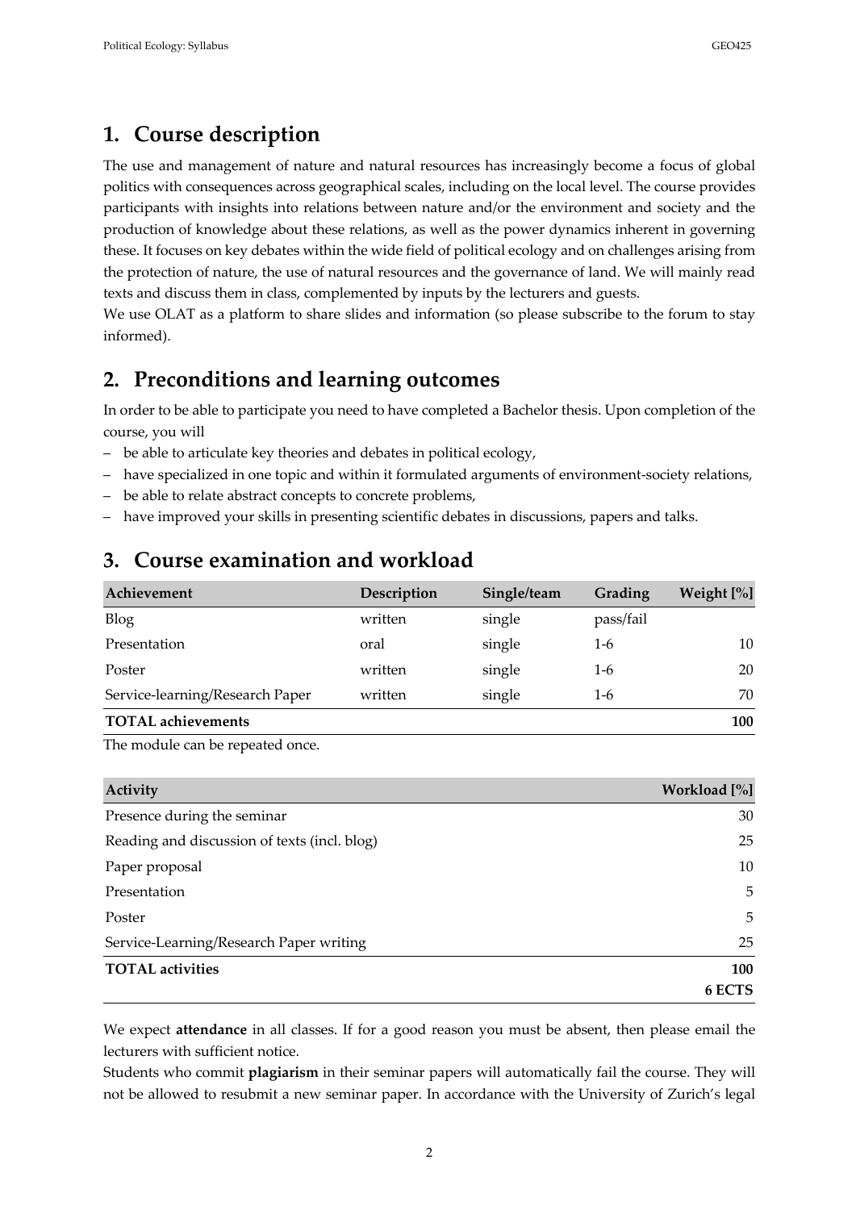## 1. Course description

The use and management of nature and natural resources has increasingly become a focus of global politics with consequences across geographical scales, including on the local level. The course provides participants with insights into relations between nature and/or the environment and society and the production of knowledge about these relations, as well as the power dynamics inherent in governing these. It focuses on key debates within the wide field of political ecology and on challenges arising from the protection of nature, the use of natural resources and the governance of land. We will mainly read texts and discuss them in class, complemented by inputs by the lecturers and guests.

We use OLAT as a platform to share slides and information (so please subscribe to the forum to stay informed).

## 2. Preconditions and learning outcomes

In order to be able to participate you need to have completed a Bachelor thesis. Upon completion of the course, you will

- be able to articulate key theories and debates in political ecology,
- have specialized in one topic and within it formulated arguments of environment-society relations,
- be able to relate abstract concepts to concrete problems,
- have improved your skills in presenting scientific debates in discussions, papers and talks.

## 3. Course examination and workload

| Achievement | Description | Single/team | Grading | Weight [%] |
|---|---|---|---|---|
| Blog | written | single | pass/fail | |
| Presentation | oral | single | 1-6 | 10 |
| Poster | written | single | 1-6 | 20 |
| Service-learning/Research Paper | written | single | 1-6 | 70 |
| **TOTAL achievements** | | | | **100** |

The module can be repeated once.

| Activity | Workload [%] |
|---|---|
| Presence during the seminar | 30 |
| Reading and discussion of texts (incl. blog) | 25 |
| Paper proposal | 10 |
| Presentation | 5 |
| Poster | 5 |
| Service-Learning/Research Paper writing | 25 |
| **TOTAL activities** | **100** **6 ECTS** |

We expect **attendance** in all classes. If for a good reason you must be absent, then please email the lecturers with sufficient notice.

Students who commit **plagiarism** in their seminar papers will automatically fail the course. They will not be allowed to resubmit a new seminar paper. In accordance with the University of Zurich's legal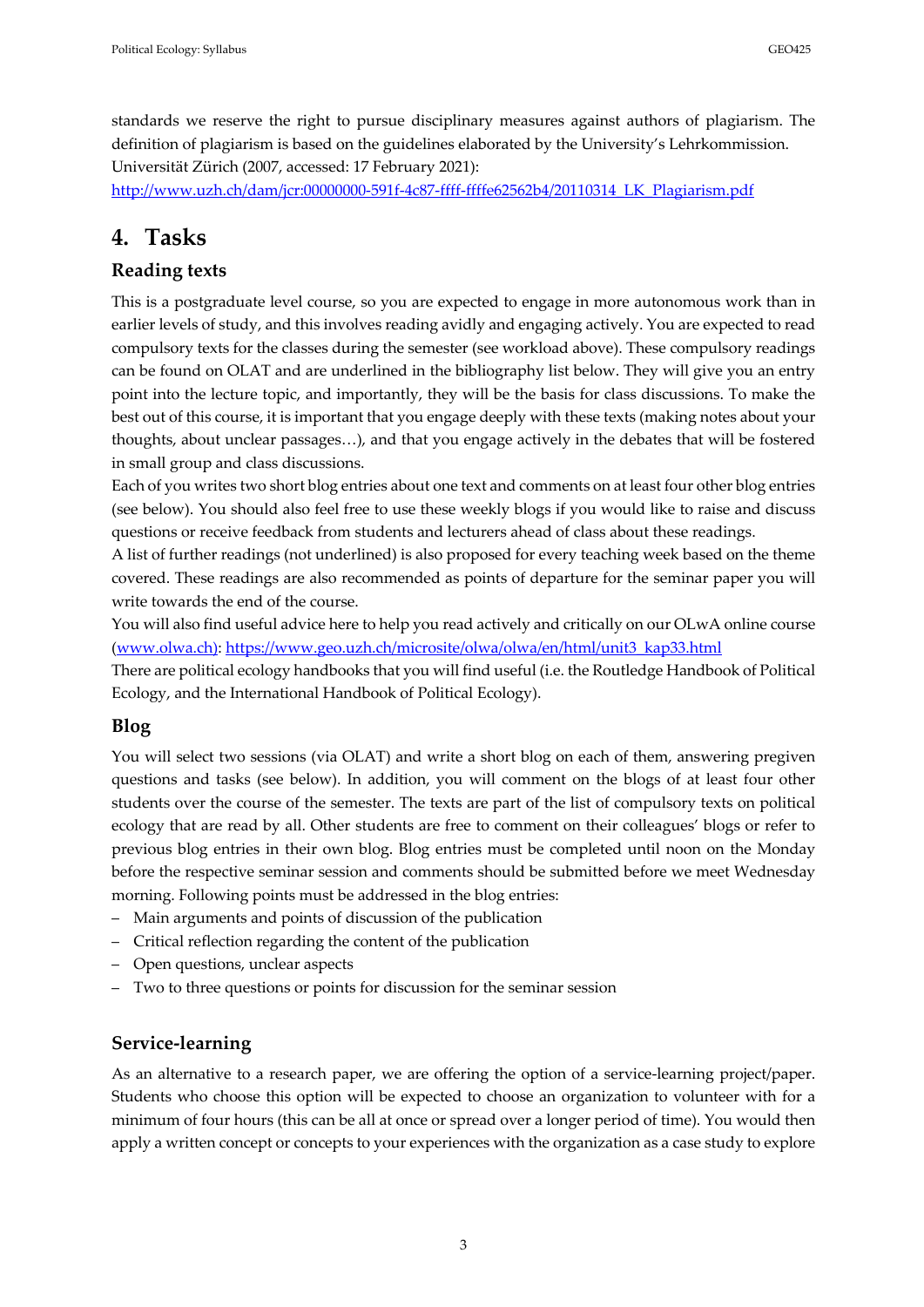standards we reserve the right to pursue disciplinary measures against authors of plagiarism. The definition of plagiarism is based on the guidelines elaborated by the University's Lehrkommission. Universität Zürich (2007, accessed: 17 February 2021): http://www.uzh.ch/dam/jcr:00000000-591f-4c87-ffff-ffffe62562b4/20110314_LK_Plagiarism.pdf

# 4. Tasks

## Reading texts

This is a postgraduate level course, so you are expected to engage in more autonomous work than in earlier levels of study, and this involves reading avidly and engaging actively. You are expected to read compulsory texts for the classes during the semester (see workload above). These compulsory readings can be found on OLAT and are underlined in the bibliography list below. They will give you an entry point into the lecture topic, and importantly, they will be the basis for class discussions. To make the best out of this course, it is important that you engage deeply with these texts (making notes about your thoughts, about unclear passages…), and that you engage actively in the debates that will be fostered in small group and class discussions.

Each of you writes two short blog entries about one text and comments on at least four other blog entries (see below). You should also feel free to use these weekly blogs if you would like to raise and discuss questions or receive feedback from students and lecturers ahead of class about these readings.

A list of further readings (not underlined) is also proposed for every teaching week based on the theme covered. These readings are also recommended as points of departure for the seminar paper you will write towards the end of the course.

You will also find useful advice here to help you read actively and critically on our OLwA online course (www.olwa.ch): https://www.geo.uzh.ch/microsite/olwa/olwa/en/html/unit3_kap33.html

There are political ecology handbooks that you will find useful (i.e. the Routledge Handbook of Political Ecology, and the International Handbook of Political Ecology).

## Blog

You will select two sessions (via OLAT) and write a short blog on each of them, answering pregiven questions and tasks (see below). In addition, you will comment on the blogs of at least four other students over the course of the semester. The texts are part of the list of compulsory texts on political ecology that are read by all. Other students are free to comment on their colleagues' blogs or refer to previous blog entries in their own blog. Blog entries must be completed until noon on the Monday before the respective seminar session and comments should be submitted before we meet Wednesday morning. Following points must be addressed in the blog entries:

- Main arguments and points of discussion of the publication
- Critical reflection regarding the content of the publication
- Open questions, unclear aspects
- Two to three questions or points for discussion for the seminar session

## Service-learning

As an alternative to a research paper, we are offering the option of a service-learning project/paper. Students who choose this option will be expected to choose an organization to volunteer with for a minimum of four hours (this can be all at once or spread over a longer period of time). You would then apply a written concept or concepts to your experiences with the organization as a case study to explore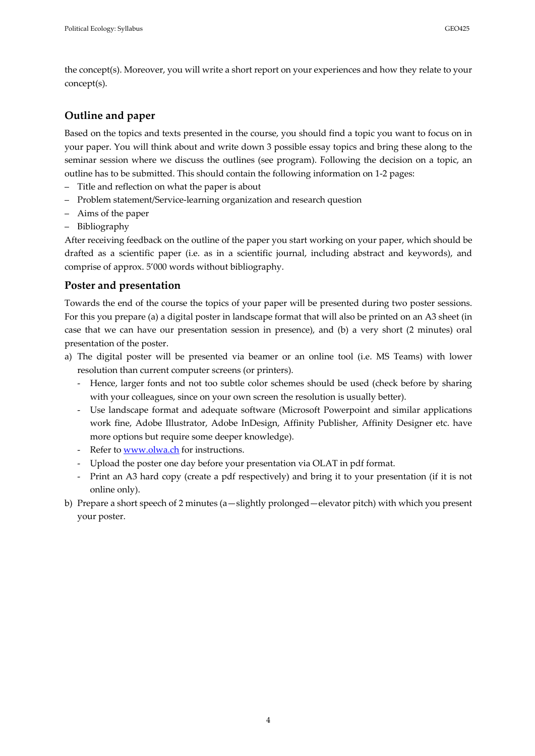the concept(s). Moreover, you will write a short report on your experiences and how they relate to your concept(s).

## Outline and paper

Based on the topics and texts presented in the course, you should find a topic you want to focus on in your paper. You will think about and write down 3 possible essay topics and bring these along to the seminar session where we discuss the outlines (see program). Following the decision on a topic, an outline has to be submitted. This should contain the following information on 1-2 pages:

– Title and reflection on what the paper is about
– Problem statement/Service-learning organization and research question
– Aims of the paper
– Bibliography

After receiving feedback on the outline of the paper you start working on your paper, which should be drafted as a scientific paper (i.e. as in a scientific journal, including abstract and keywords), and comprise of approx. 5'000 words without bibliography.

## Poster and presentation

Towards the end of the course the topics of your paper will be presented during two poster sessions. For this you prepare (a) a digital poster in landscape format that will also be printed on an A3 sheet (in case that we can have our presentation session in presence), and (b) a very short (2 minutes) oral presentation of the poster.

a) The digital poster will be presented via beamer or an online tool (i.e. MS Teams) with lower resolution than current computer screens (or printers).
   - Hence, larger fonts and not too subtle color schemes should be used (check before by sharing with your colleagues, since on your own screen the resolution is usually better).
   - Use landscape format and adequate software (Microsoft Powerpoint and similar applications work fine, Adobe Illustrator, Adobe InDesign, Affinity Publisher, Affinity Designer etc. have more options but require some deeper knowledge).
   - Refer to [www.olwa.ch](www.olwa.ch) for instructions.
   - Upload the poster one day before your presentation via OLAT in pdf format.
   - Print an A3 hard copy (create a pdf respectively) and bring it to your presentation (if it is not online only).

b) Prepare a short speech of 2 minutes (a—slightly prolonged—elevator pitch) with which you present your poster.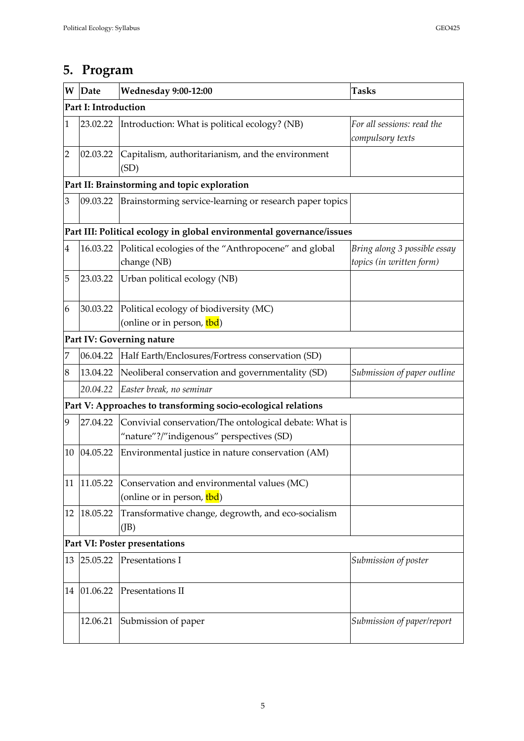## 5. Program

| W | Date | Wednesday 9:00-12:00 | Tasks |
|---|---|---|---|
| **Part I: Introduction** | | | |
| 1 | 23.02.22 | Introduction: What is political ecology? (NB) | *For all sessions: read the compulsory texts* |
| 2 | 02.03.22 | Capitalism, authoritarianism, and the environment (SD) | |
| **Part II: Brainstorming and topic exploration** | | | |
| 3 | 09.03.22 | Brainstorming service-learning or research paper topics | |
| **Part III: Political ecology in global environmental governance/issues** | | | |
| 4 | 16.03.22 | Political ecologies of the "Anthropocene" and global change (NB) | *Bring along 3 possible essay topics (in written form)* |
| 5 | 23.03.22 | Urban political ecology (NB) | |
| 6 | 30.03.22 | Political ecology of biodiversity (MC) (online or in person, tbd) | |
| **Part IV: Governing nature** | | | |
| 7 | 06.04.22 | Half Earth/Enclosures/Fortress conservation (SD) | |
| 8 | 13.04.22 | Neoliberal conservation and governmentality (SD) | *Submission of paper outline* |
| | *20.04.22* | *Easter break, no seminar* | |
| **Part V: Approaches to transforming socio-ecological relations** | | | |
| 9 | 27.04.22 | Convivial conservation/The ontological debate: What is "nature"?/"indigenous" perspectives (SD) | |
| 10 | 04.05.22 | Environmental justice in nature conservation (AM) | |
| 11 | 11.05.22 | Conservation and environmental values (MC) (online or in person, tbd) | |
| 12 | 18.05.22 | Transformative change, degrowth, and eco-socialism (JB) | |
| **Part VI: Poster presentations** | | | |
| 13 | 25.05.22 | Presentations I | *Submission of poster* |
| 14 | 01.06.22 | Presentations II | |
| | 12.06.21 | Submission of paper | *Submission of paper/report* |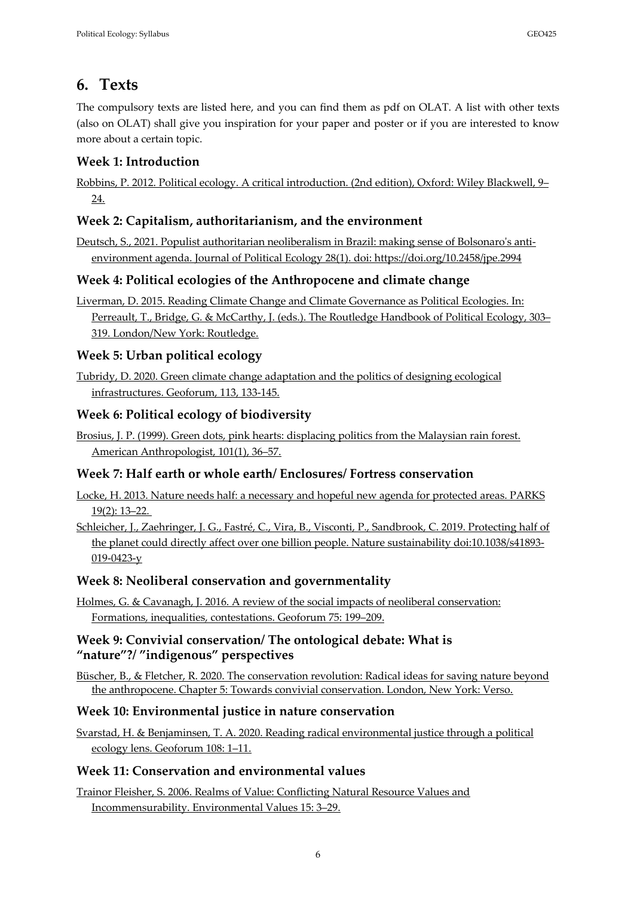## 6. Texts

The compulsory texts are listed here, and you can find them as pdf on OLAT. A list with other texts (also on OLAT) shall give you inspiration for your paper and poster or if you are interested to know more about a certain topic.

### Week 1: Introduction

Robbins, P. 2012. Political ecology. A critical introduction. (2nd edition), Oxford: Wiley Blackwell, 9–24.

### Week 2: Capitalism, authoritarianism, and the environment

Deutsch, S., 2021. Populist authoritarian neoliberalism in Brazil: making sense of Bolsonaro's anti-environment agenda. Journal of Political Ecology 28(1). doi: https://doi.org/10.2458/jpe.2994

### Week 4: Political ecologies of the Anthropocene and climate change

Liverman, D. 2015. Reading Climate Change and Climate Governance as Political Ecologies. In: Perreault, T., Bridge, G. & McCarthy, J. (eds.). The Routledge Handbook of Political Ecology, 303–319. London/New York: Routledge.

### Week 5: Urban political ecology

Tubridy, D. 2020. Green climate change adaptation and the politics of designing ecological infrastructures. Geoforum, 113, 133-145.

### Week 6: Political ecology of biodiversity

Brosius, J. P. (1999). Green dots, pink hearts: displacing politics from the Malaysian rain forest. American Anthropologist, 101(1), 36–57.

### Week 7: Half earth or whole earth/ Enclosures/ Fortress conservation

Locke, H. 2013. Nature needs half: a necessary and hopeful new agenda for protected areas. PARKS 19(2): 13–22.

Schleicher, J., Zaehringer, J. G., Fastré, C., Vira, B., Visconti, P., Sandbrook, C. 2019. Protecting half of the planet could directly affect over one billion people. Nature sustainability doi:10.1038/s41893-019-0423-y

### Week 8: Neoliberal conservation and governmentality

Holmes, G. & Cavanagh, J. 2016. A review of the social impacts of neoliberal conservation: Formations, inequalities, contestations. Geoforum 75: 199–209.

### Week 9: Convivial conservation/ The ontological debate: What is "nature"?/ "indigenous" perspectives

Büscher, B., & Fletcher, R. 2020. The conservation revolution: Radical ideas for saving nature beyond the anthropocene. Chapter 5: Towards convivial conservation. London, New York: Verso.

### Week 10: Environmental justice in nature conservation

Svarstad, H. & Benjaminsen, T. A. 2020. Reading radical environmental justice through a political ecology lens. Geoforum 108: 1–11.

### Week 11: Conservation and environmental values

Trainor Fleisher, S. 2006. Realms of Value: Conflicting Natural Resource Values and Incommensurability. Environmental Values 15: 3–29.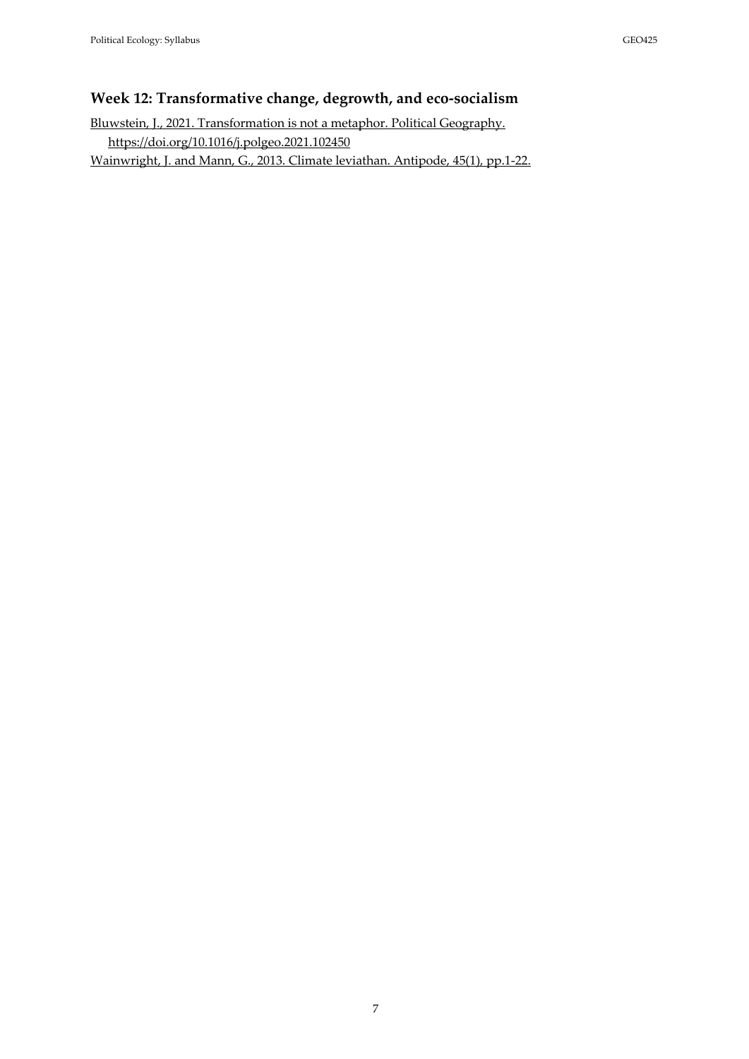## Week 12: Transformative change, degrowth, and eco-socialism

Bluwstein, J., 2021. Transformation is not a metaphor. Political Geography. https://doi.org/10.1016/j.polgeo.2021.102450

Wainwright, J. and Mann, G., 2013. Climate leviathan. Antipode, 45(1), pp.1-22.